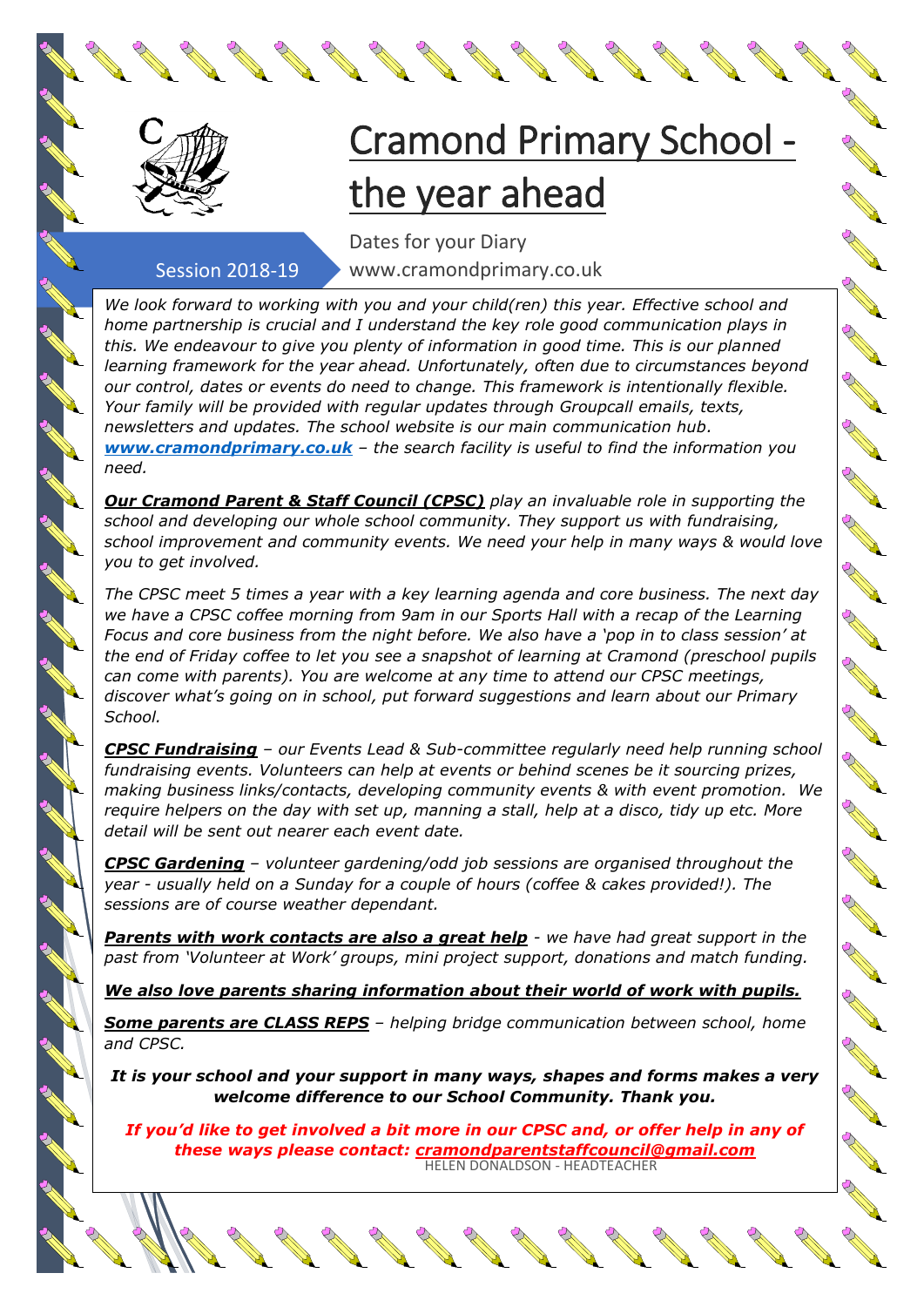# Cramond Primary School - the year ahead

Session 2018-19

Dates for your Diary

www.cramondprimary.co.uk

*We look forward to working with you and your child(ren) this year. Effective school and home partnership is crucial and I understand the key role good communication plays in this. We endeavour to give you plenty of information in good time. This is our planned learning framework for the year ahead. Unfortunately, often due to circumstances beyond our control, dates or events do need to change. This framework is intentionally flexible. Your family will be provided with regular updates through Groupcall emails, texts, newsletters and updates. The school website is our main communication hub.* ***www.cramondprimary.co.uk*** *– the search facility is useful to find the information you need.*

***Our Cramond Parent & Staff Council (CPSC)*** *play an invaluable role in supporting the school and developing our whole school community. They support us with fundraising, school improvement and community events. We need your help in many ways & would love you to get involved.*

*The CPSC meet 5 times a year with a key learning agenda and core business. The next day we have a CPSC coffee morning from 9am in our Sports Hall with a recap of the Learning Focus and core business from the night before. We also have a 'pop in to class session' at the end of Friday coffee to let you see a snapshot of learning at Cramond (preschool pupils can come with parents). You are welcome at any time to attend our CPSC meetings, discover what's going on in school, put forward suggestions and learn about our Primary School.*

***CPSC Fundraising*** *– our Events Lead & Sub-committee regularly need help running school fundraising events. Volunteers can help at events or behind scenes be it sourcing prizes, making business links/contacts, developing community events & with event promotion. We require helpers on the day with set up, manning a stall, help at a disco, tidy up etc. More detail will be sent out nearer each event date.*

***CPSC Gardening*** *– volunteer gardening/odd job sessions are organised throughout the year - usually held on a Sunday for a couple of hours (coffee & cakes provided!). The sessions are of course weather dependant.*

***Parents with work contacts are also a great help*** *- we have had great support in the past from 'Volunteer at Work' groups, mini project support, donations and match funding.*

***We also love parents sharing information about their world of work with pupils.***

***Some parents are CLASS REPS*** *– helping bridge communication between school, home and CPSC.*

***It is your school and your support in many ways, shapes and forms makes a very welcome difference to our School Community. Thank you.***

***If you'd like to get involved a bit more in our CPSC and, or offer help in any of these ways please contact: cramondparentstaffcouncil@gmail.com***

HELEN DONALDSON - HEADTEACHER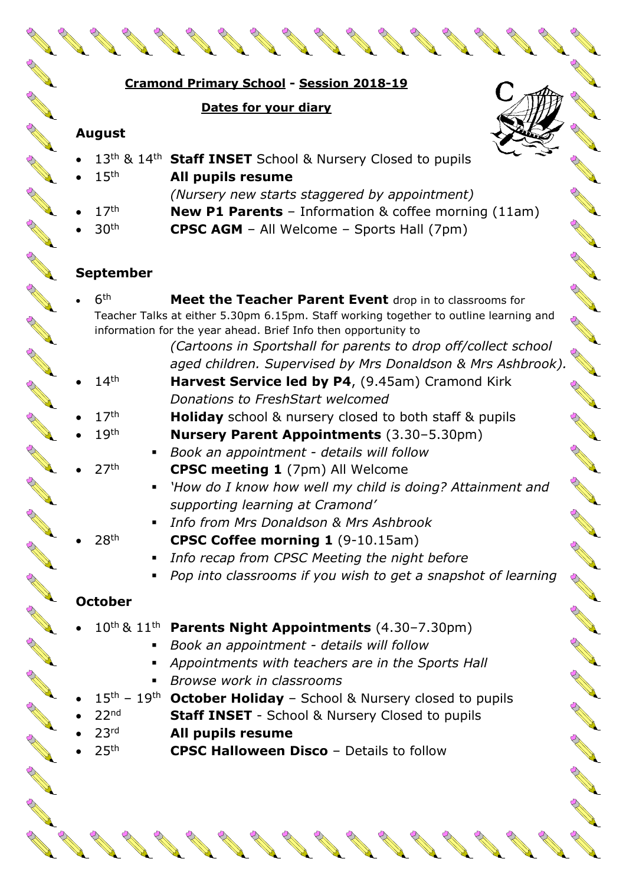**Cramond Primary School - Session 2018-19**

**Dates for your diary**

## August

- 13th & 14th **Staff INSET** School & Nursery Closed to pupils
- 15th **All pupils resume**
  *(Nursery new starts staggered by appointment)*
- 17th **New P1 Parents** – Information & coffee morning (11am)
- 30th **CPSC AGM** – All Welcome – Sports Hall (7pm)

## September

- 6th **Meet the Teacher Parent Event** drop in to classrooms for Teacher Talks at either 5.30pm 6.15pm. Staff working together to outline learning and information for the year ahead. Brief Info then opportunity to
  *(Cartoons in Sportshall for parents to drop off/collect school aged children. Supervised by Mrs Donaldson & Mrs Ashbrook).*
- 14th **Harvest Service led by P4**, (9.45am) Cramond Kirk
  *Donations to FreshStart welcomed*
- 17th **Holiday** school & nursery closed to both staff & pupils
- 19th **Nursery Parent Appointments** (3.30–5.30pm)
  - *Book an appointment - details will follow*
- 27th **CPSC meeting 1** (7pm) All Welcome
  - *'How do I know how well my child is doing? Attainment and supporting learning at Cramond'*
  - *Info from Mrs Donaldson & Mrs Ashbrook*
- 28th **CPSC Coffee morning 1** (9-10.15am)
  - *Info recap from CPSC Meeting the night before*
  - *Pop into classrooms if you wish to get a snapshot of learning*

## October

- 10th & 11th **Parents Night Appointments** (4.30–7.30pm)
  - *Book an appointment - details will follow*
  - *Appointments with teachers are in the Sports Hall*
  - *Browse work in classrooms*
- 15th – 19th **October Holiday** – School & Nursery closed to pupils
- 22nd **Staff INSET** - School & Nursery Closed to pupils
- 23rd **All pupils resume**
- 25th **CPSC Halloween Disco** – Details to follow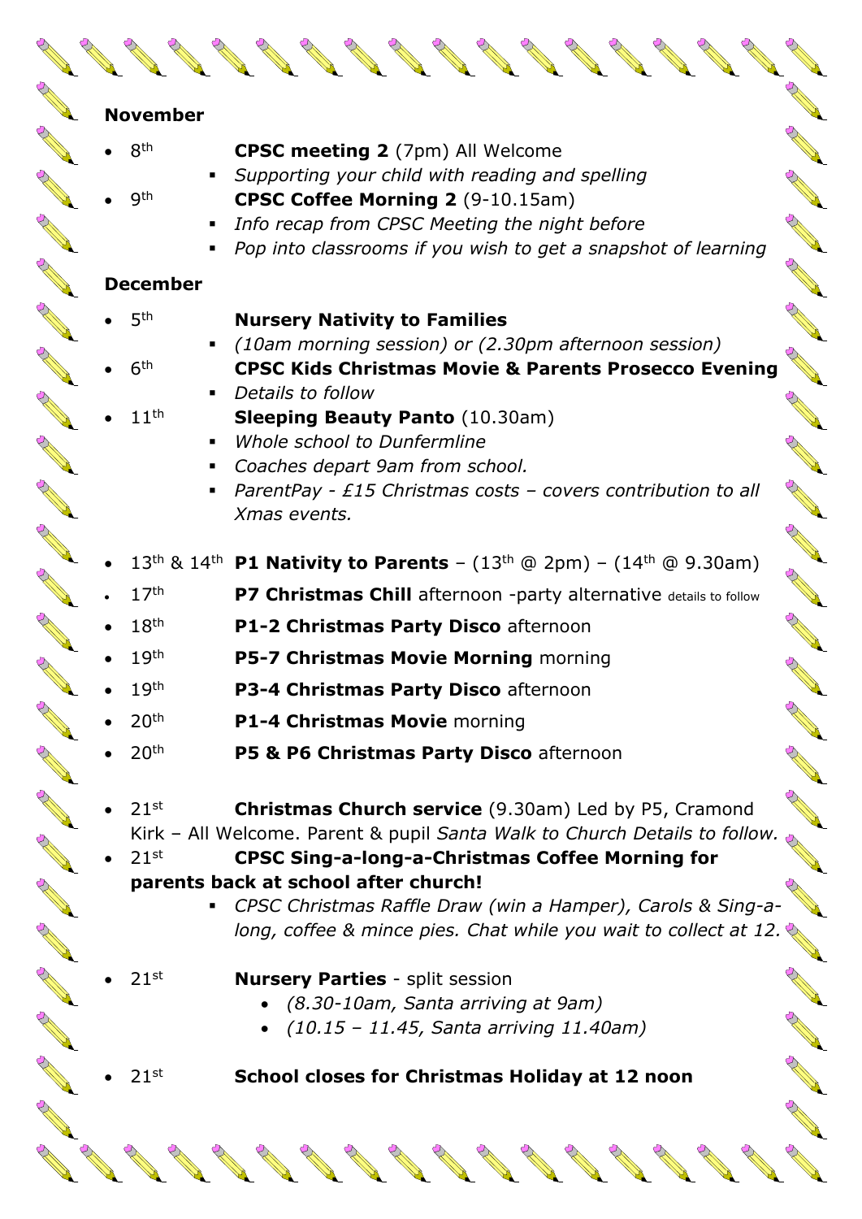**November**

- 8th **CPSC meeting 2** (7pm) All Welcome
    - *Supporting your child with reading and spelling*
- 9th **CPSC Coffee Morning 2** (9-10.15am)
    - *Info recap from CPSC Meeting the night before*
    - *Pop into classrooms if you wish to get a snapshot of learning*

**December**

- 5th **Nursery Nativity to Families**
    - *(10am morning session) or (2.30pm afternoon session)*
- 6th **CPSC Kids Christmas Movie & Parents Prosecco Evening**
    - *Details to follow*
- 11th **Sleeping Beauty Panto** (10.30am)
    - *Whole school to Dunfermline*
    - *Coaches depart 9am from school.*
    - *ParentPay - £15 Christmas costs – covers contribution to all Xmas events.*

- 13th & 14th **P1 Nativity to Parents** – (13th @ 2pm) – (14th @ 9.30am)
- 17th **P7 Christmas Chill** afternoon -party alternative details to follow
- 18th **P1-2 Christmas Party Disco** afternoon
- 19th **P5-7 Christmas Movie Morning** morning
- 19th **P3-4 Christmas Party Disco** afternoon
- 20th **P1-4 Christmas Movie** morning
- 20th **P5 & P6 Christmas Party Disco** afternoon

- 21st **Christmas Church service** (9.30am) Led by P5, Cramond Kirk – All Welcome. Parent & pupil *Santa Walk to Church Details to follow.*
- 21st **CPSC Sing-a-long-a-Christmas Coffee Morning for parents back at school after church!**
    - *CPSC Christmas Raffle Draw (win a Hamper), Carols & Sing-a-long, coffee & mince pies. Chat while you wait to collect at 12.*

- 21st **Nursery Parties** - split session
    - *(8.30-10am, Santa arriving at 9am)*
    - *(10.15 – 11.45, Santa arriving 11.40am)*

- 21st **School closes for Christmas Holiday at 12 noon**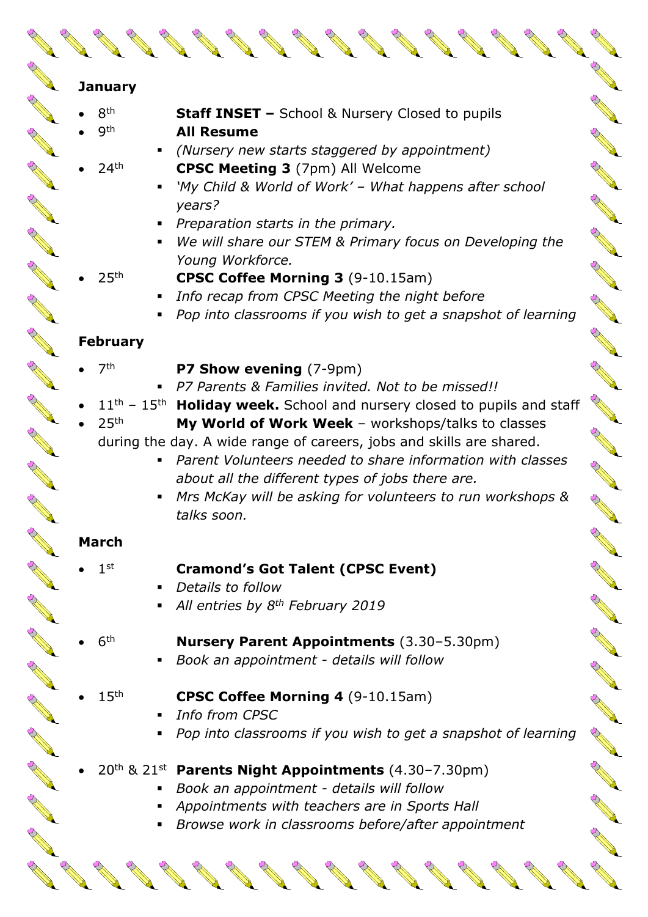**January**

- 8th **Staff INSET –** School & Nursery Closed to pupils
- 9th **All Resume**
  - *(Nursery new starts staggered by appointment)*
- 24th **CPSC Meeting 3** (7pm) All Welcome
  - *'My Child & World of Work' – What happens after school years?*
  - *Preparation starts in the primary.*
  - *We will share our STEM & Primary focus on Developing the Young Workforce.*
- 25th **CPSC Coffee Morning 3** (9-10.15am)
  - *Info recap from CPSC Meeting the night before*
  - *Pop into classrooms if you wish to get a snapshot of learning*

**February**

- 7th **P7 Show evening** (7-9pm)
  - *P7 Parents & Families invited. Not to be missed!!*
- 11th – 15th **Holiday week.** School and nursery closed to pupils and staff
- 25th **My World of Work Week** – workshops/talks to classes during the day. A wide range of careers, jobs and skills are shared.
  - *Parent Volunteers needed to share information with classes about all the different types of jobs there are.*
  - *Mrs McKay will be asking for volunteers to run workshops & talks soon.*

**March**

- 1st **Cramond's Got Talent (CPSC Event)**
  - *Details to follow*
  - *All entries by 8th February 2019*
- 6th **Nursery Parent Appointments** (3.30–5.30pm)
  - *Book an appointment - details will follow*
- 15th **CPSC Coffee Morning 4** (9-10.15am)
  - *Info from CPSC*
  - *Pop into classrooms if you wish to get a snapshot of learning*
- 20th & 21st **Parents Night Appointments** (4.30–7.30pm)
  - *Book an appointment - details will follow*
  - *Appointments with teachers are in Sports Hall*
  - *Browse work in classrooms before/after appointment*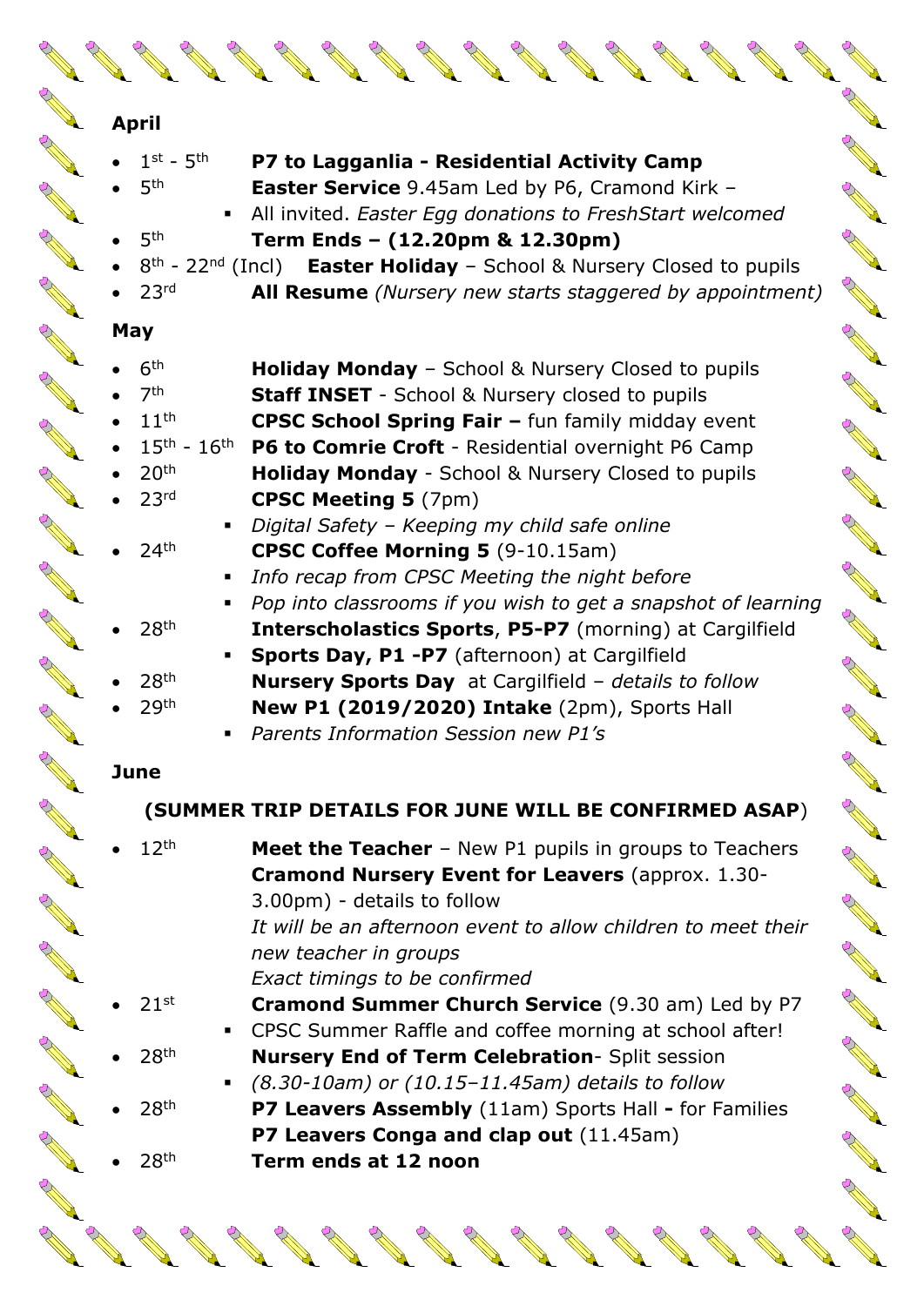## April

- 1st - 5th **P7 to Lagganlia - Residential Activity Camp**
- 5th **Easter Service** 9.45am Led by P6, Cramond Kirk –
  - All invited. *Easter Egg donations to FreshStart welcomed*
- 5th **Term Ends – (12.20pm & 12.30pm)**
- 8th - 22nd (Incl) **Easter Holiday** – School & Nursery Closed to pupils
- 23rd **All Resume** *(Nursery new starts staggered by appointment)*

## May

- 6th **Holiday Monday** – School & Nursery Closed to pupils
- 7th **Staff INSET** - School & Nursery closed to pupils
- 11th **CPSC School Spring Fair –** fun family midday event
- 15th - 16th **P6 to Comrie Croft** - Residential overnight P6 Camp
- 20th **Holiday Monday** - School & Nursery Closed to pupils
- 23rd **CPSC Meeting 5** (7pm)
  - *Digital Safety – Keeping my child safe online*
- 24th **CPSC Coffee Morning 5** (9-10.15am)
  - *Info recap from CPSC Meeting the night before*
  - *Pop into classrooms if you wish to get a snapshot of learning*
- 28th **Interscholastics Sports**, **P5-P7** (morning) at Cargilfield
  - **Sports Day, P1 -P7** (afternoon) at Cargilfield
- 28th **Nursery Sports Day** at Cargilfield – *details to follow*
- 29th **New P1 (2019/2020) Intake** (2pm), Sports Hall
  - *Parents Information Session new P1's*

## June

**(SUMMER TRIP DETAILS FOR JUNE WILL BE CONFIRMED ASAP**)

- 12th **Meet the Teacher** – New P1 pupils in groups to Teachers
  **Cramond Nursery Event for Leavers** (approx. 1.30-3.00pm) - details to follow
  *It will be an afternoon event to allow children to meet their new teacher in groups*
  *Exact timings to be confirmed*
- 21st **Cramond Summer Church Service** (9.30 am) Led by P7
  - CPSC Summer Raffle and coffee morning at school after!
- 28th **Nursery End of Term Celebration**- Split session
  - *(8.30-10am) or (10.15–11.45am) details to follow*
- 28th **P7 Leavers Assembly** (11am) Sports Hall **-** for Families
  **P7 Leavers Conga and clap out** (11.45am)
- 28th **Term ends at 12 noon**